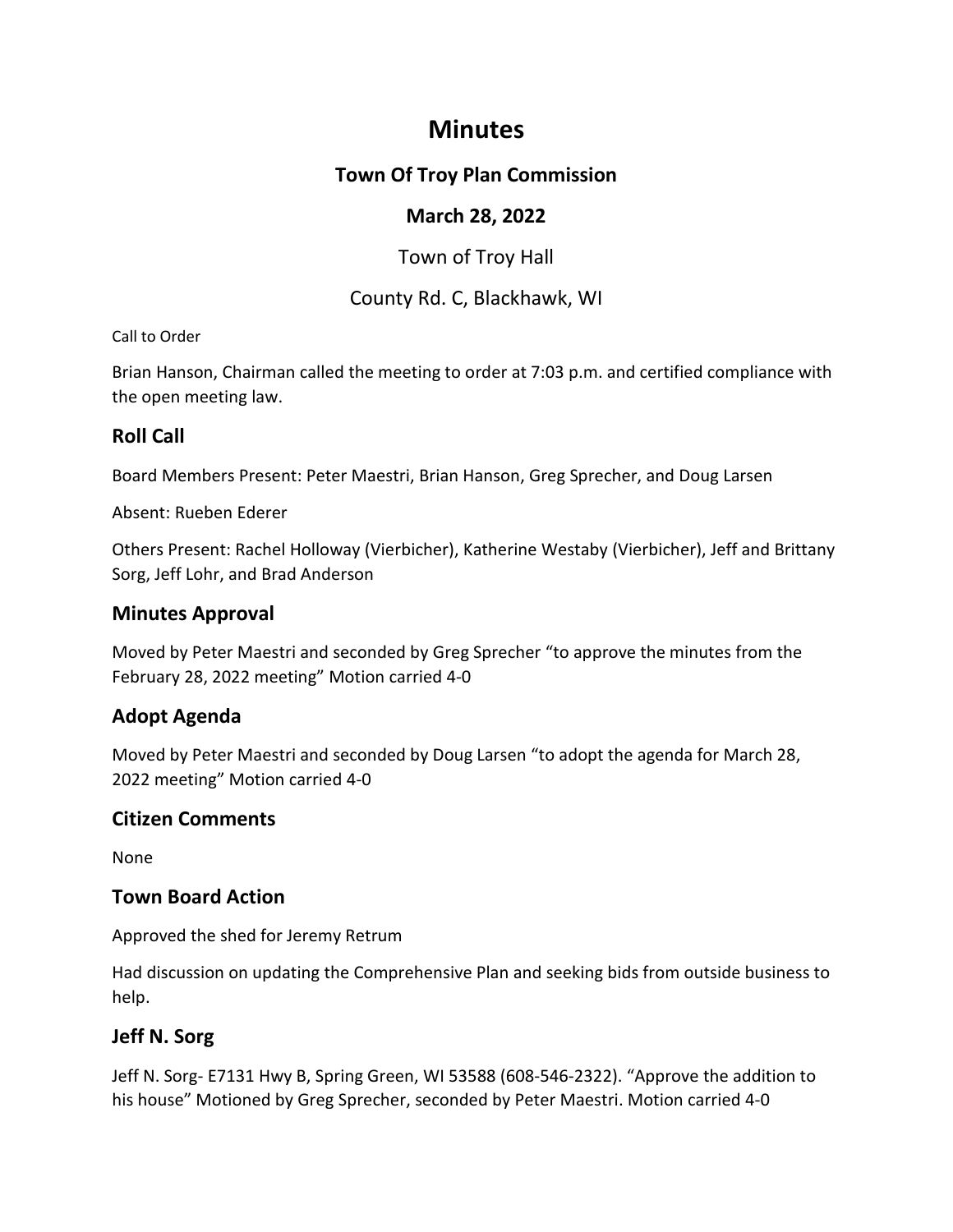# Minutes

## Town Of Troy Plan Commission

## March 28, 2022

Town of Troy Hall

County Rd. C, Blackhawk, WI

Call to Order

Brian Hanson, Chairman called the meeting to order at 7:03 p.m. and certified compliance with the open meeting law.

## Roll Call

Board Members Present: Peter Maestri, Brian Hanson, Greg Sprecher, and Doug Larsen

Absent: Rueben Ederer

Others Present: Rachel Holloway (Vierbicher), Katherine Westaby (Vierbicher), Jeff and Brittany Sorg, Jeff Lohr, and Brad Anderson

## Minutes Approval

Moved by Peter Maestri and seconded by Greg Sprecher "to approve the minutes from the February 28, 2022 meeting" Motion carried 4-0

## Adopt Agenda

Moved by Peter Maestri and seconded by Doug Larsen "to adopt the agenda for March 28, 2022 meeting" Motion carried 4-0

## Citizen Comments

None

## Town Board Action

Approved the shed for Jeremy Retrum

Had discussion on updating the Comprehensive Plan and seeking bids from outside business to help.

## Jeff N. Sorg

Jeff N. Sorg- E7131 Hwy B, Spring Green, WI 53588 (608-546-2322). "Approve the addition to his house" Motioned by Greg Sprecher, seconded by Peter Maestri. Motion carried 4-0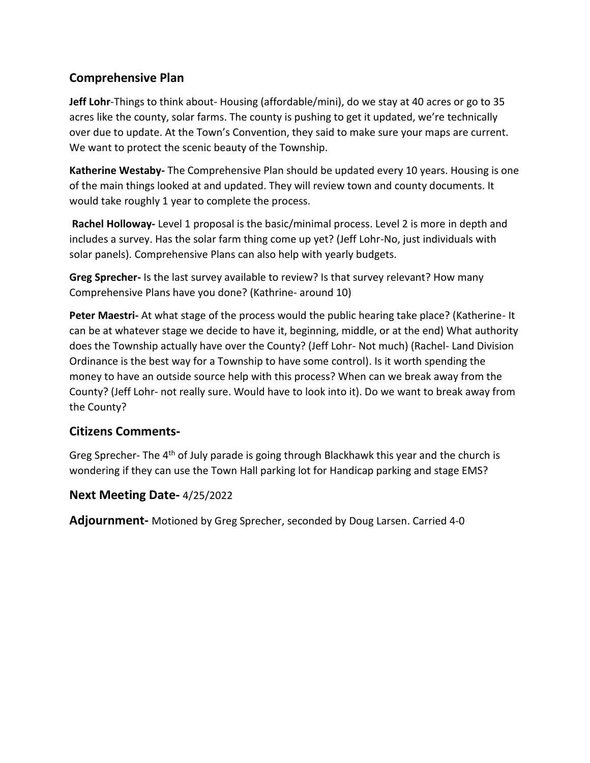## Comprehensive Plan

**Jeff Lohr**-Things to think about- Housing (affordable/mini), do we stay at 40 acres or go to 35 acres like the county, solar farms. The county is pushing to get it updated, we're technically over due to update. At the Town's Convention, they said to make sure your maps are current. We want to protect the scenic beauty of the Township.

**Katherine Westaby-** The Comprehensive Plan should be updated every 10 years. Housing is one of the main things looked at and updated. They will review town and county documents. It would take roughly 1 year to complete the process.

**Rachel Holloway-** Level 1 proposal is the basic/minimal process. Level 2 is more in depth and includes a survey. Has the solar farm thing come up yet? (Jeff Lohr-No, just individuals with solar panels). Comprehensive Plans can also help with yearly budgets.

**Greg Sprecher-** Is the last survey available to review? Is that survey relevant? How many Comprehensive Plans have you done? (Kathrine- around 10)

**Peter Maestri-** At what stage of the process would the public hearing take place? (Katherine- It can be at whatever stage we decide to have it, beginning, middle, or at the end) What authority does the Township actually have over the County? (Jeff Lohr- Not much) (Rachel- Land Division Ordinance is the best way for a Township to have some control). Is it worth spending the money to have an outside source help with this process? When can we break away from the County? (Jeff Lohr- not really sure. Would have to look into it). Do we want to break away from the County?

## Citizens Comments-

Greg Sprecher- The 4th of July parade is going through Blackhawk this year and the church is wondering if they can use the Town Hall parking lot for Handicap parking and stage EMS?

## Next Meeting Date- 4/25/2022

## Adjournment- Motioned by Greg Sprecher, seconded by Doug Larsen. Carried 4-0